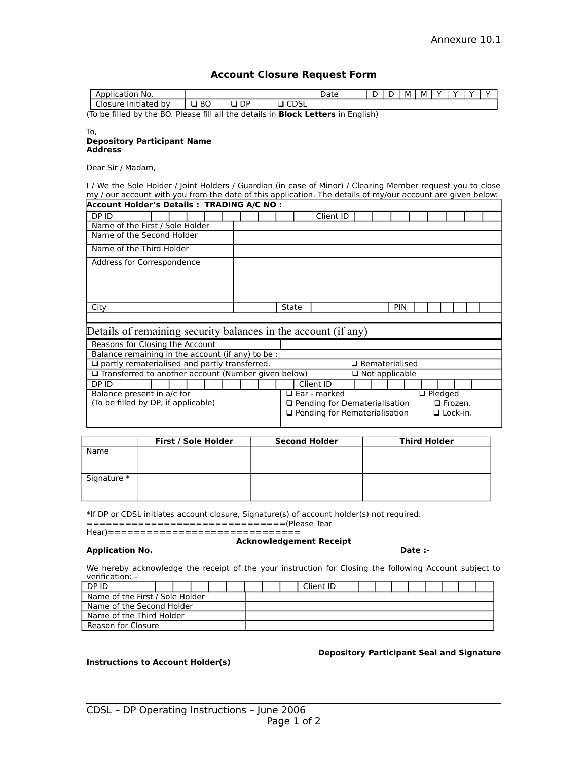Annexure 10.1

## Account Closure Request Form

| Application No. | | Date | D | D | M | M | Y | Y | Y | Y |
|---|---|---|---|---|---|---|---|---|---|---|
| Closure Initiated by | ❑ BO ❑ DP ❑ CDSL | | | | | | | | | |

(To be filled by the BO. Please fill all the details in **Block Letters** in English)

To,
**Depository Participant Name**
**Address**

Dear Sir / Madam,

I / We the Sole Holder / Joint Holders / Guardian (in case of Minor) / Clearing Member request you to close my / our account with you from the date of this application. The details of my/our account are given below:

**Account Holder's Details : TRADING A/C NO :**

| | | | | |
|---|---|---|---|---|
| DP ID | | Client ID | | |
| Name of the First / Sole Holder | | | | |
| Name of the Second Holder | | | | |
| Name of the Third Holder | | | | |
| Address for Correspondence | | | | |
| City | | State | | PIN |

Details of remaining security balances in the account (if any)

| | |
|---|---|
| Reasons for Closing the Account | |
| Balance remaining in the account (if any) to be : | |
| ❑ partly rematerialised and partly transferred. | ❑ Rematerialised |
| ❑ Transferred to another account (Number given below) | ❑ Not applicable |
| DP ID | Client ID |
| Balance present in a/c for (To be filled by DP, if applicable) | ❑ Ear - marked ❑ Pledged<br>❑ Pending for Dematerialisation ❑ Frozen.<br>❑ Pending for Rematerialisation ❑ Lock-in. |

| | First / Sole Holder | Second Holder | Third Holder |
|---|---|---|---|
| Name | | | |
| Signature * | | | |

*If DP or CDSL initiates account closure, Signature(s) of account holder(s) not required.

==============================(Please Tear Hear)=============================

**Acknowledgement Receipt**

**Application No.** **Date :-**

We hereby acknowledge the receipt of the your instruction for Closing the following Account subject to verification: -

| | | |
|---|---|---|
| DP ID | | Client ID |
| Name of the First / Sole Holder | | |
| Name of the Second Holder | | |
| Name of the Third Holder | | |
| Reason for Closure | | |

**Depository Participant Seal and Signature**

**Instructions to Account Holder(s)**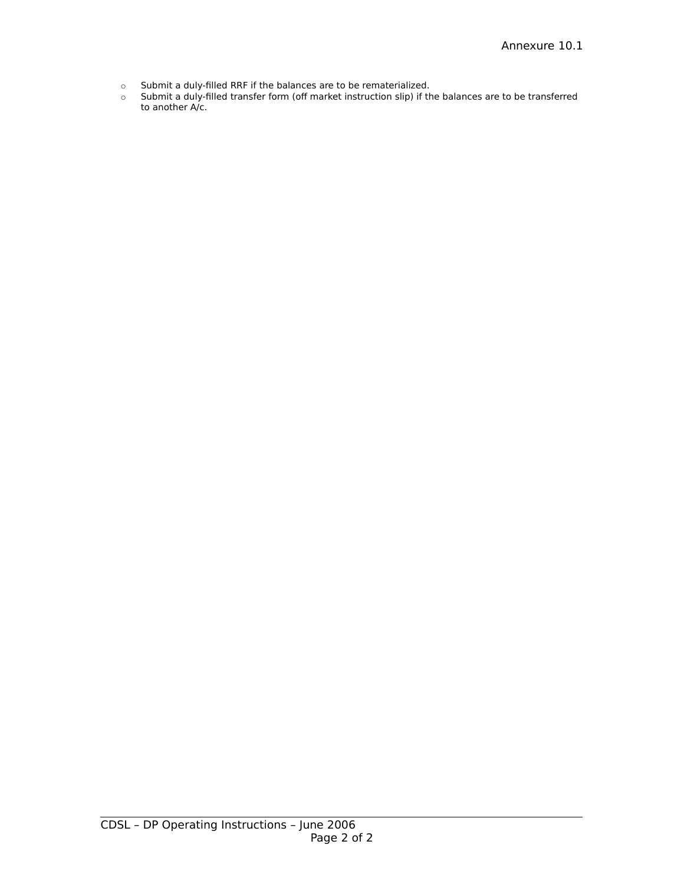- Submit a duly-filled RRF if the balances are to be rematerialized.
- Submit a duly-filled transfer form (off market instruction slip) if the balances are to be transferred to another A/c.